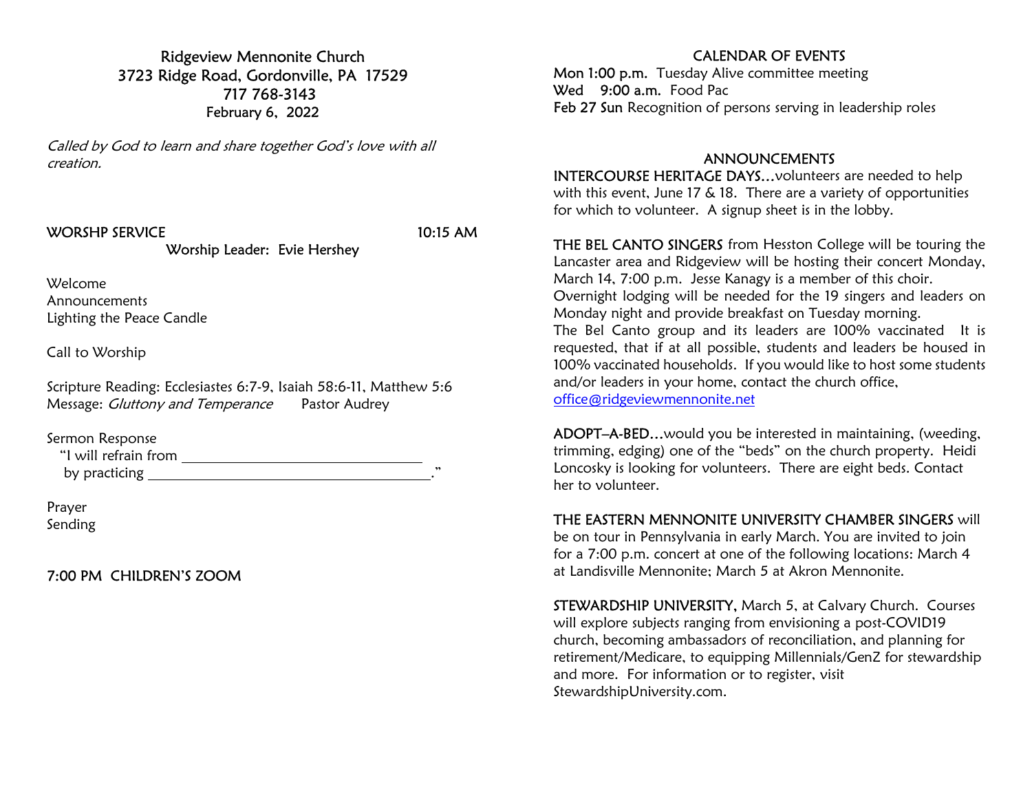# Ridgeview Mennonite Church
3723 Ridge Road, Gordonville, PA 17529
717 768-3143
February 6, 2022

*Called by God to learn and share together God's love with all creation.*

## WORSHP SERVICE 10:15 AM

Worship Leader: Evie Hershey

Welcome
Announcements
Lighting the Peace Candle

Call to Worship

Scripture Reading: Ecclesiastes 6:7-9, Isaiah 58:6-11, Matthew 5:6
Message: *Gluttony and Temperance* Pastor Audrey

Sermon Response
"I will refrain from ______________________________
by practicing ____________________________________."

Prayer
Sending

## 7:00 PM CHILDREN'S ZOOM

## CALENDAR OF EVENTS

**Mon 1:00 p.m.** Tuesday Alive committee meeting
**Wed 9:00 a.m.** Food Pac
**Feb 27 Sun** Recognition of persons serving in leadership roles

## ANNOUNCEMENTS

**INTERCOURSE HERITAGE DAYS**…volunteers are needed to help with this event, June 17 & 18. There are a variety of opportunities for which to volunteer. A signup sheet is in the lobby.

**THE BEL CANTO SINGERS** from Hesston College will be touring the Lancaster area and Ridgeview will be hosting their concert Monday, March 14, 7:00 p.m. Jesse Kanagy is a member of this choir. Overnight lodging will be needed for the 19 singers and leaders on Monday night and provide breakfast on Tuesday morning. The Bel Canto group and its leaders are 100% vaccinated It is requested, that if at all possible, students and leaders be housed in 100% vaccinated households. If you would like to host some students and/or leaders in your home, contact the church office, office@ridgeviewmennonite.net

**ADOPT–A-BED**…would you be interested in maintaining, (weeding, trimming, edging) one of the "beds" on the church property. Heidi Loncosky is looking for volunteers. There are eight beds. Contact her to volunteer.

**THE EASTERN MENNONITE UNIVERSITY CHAMBER SINGERS** will be on tour in Pennsylvania in early March. You are invited to join for a 7:00 p.m. concert at one of the following locations: March 4 at Landisville Mennonite; March 5 at Akron Mennonite.

**STEWARDSHIP UNIVERSITY,** March 5, at Calvary Church. Courses will explore subjects ranging from envisioning a post-COVID19 church, becoming ambassadors of reconciliation, and planning for retirement/Medicare, to equipping Millennials/GenZ for stewardship and more. For information or to register, visit StewardshipUniversity.com.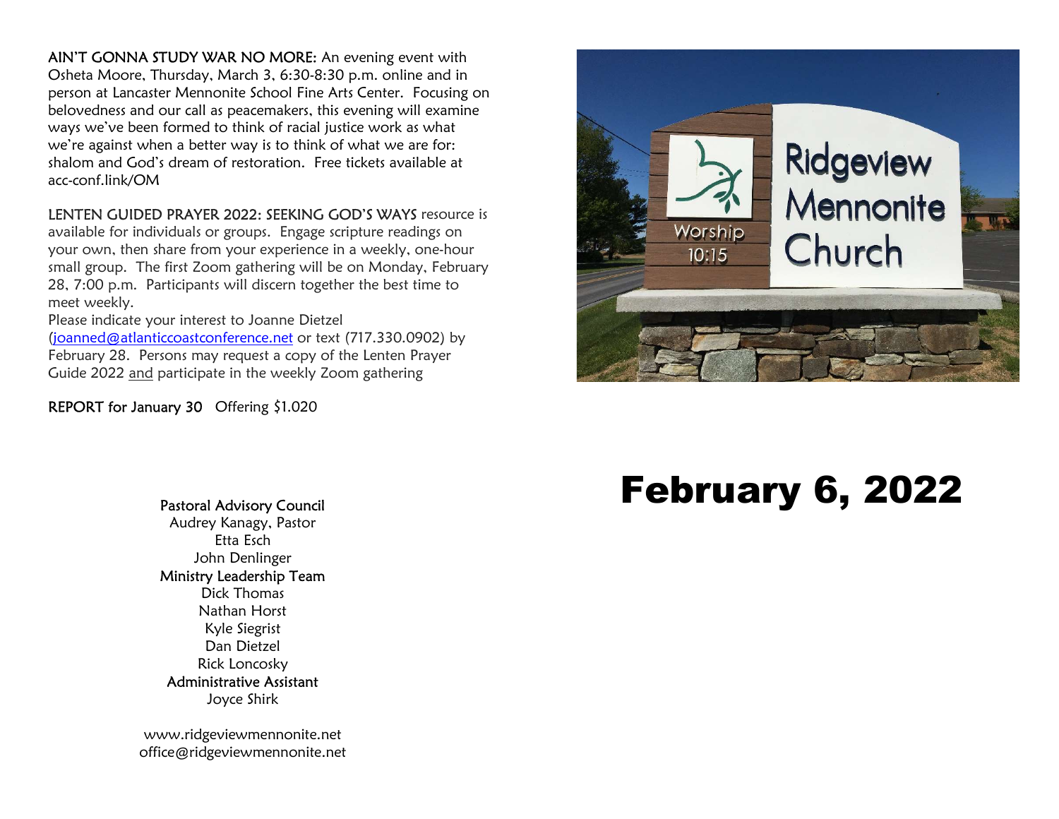**AIN'T GONNA STUDY WAR NO MORE:** An evening event with Osheta Moore, Thursday, March 3, 6:30-8:30 p.m. online and in person at Lancaster Mennonite School Fine Arts Center. Focusing on belovedness and our call as peacemakers, this evening will examine ways we've been formed to think of racial justice work as what we're against when a better way is to think of what we are for: shalom and God's dream of restoration. Free tickets available at acc-conf.link/OM

**LENTEN GUIDED PRAYER 2022: SEEKING GOD'S WAYS** resource is available for individuals or groups. Engage scripture readings on your own, then share from your experience in a weekly, one-hour small group. The first Zoom gathering will be on Monday, February 28, 7:00 p.m. Participants will discern together the best time to meet weekly.
Please indicate your interest to Joanne Dietzel (joanned@atlanticcoastconference.net or text (717.330.0902) by February 28. Persons may request a copy of the Lenten Prayer Guide 2022 and participate in the weekly Zoom gathering

**REPORT for January 30** Offering $1.020

**Pastoral Advisory Council**
Audrey Kanagy, Pastor
Etta Esch
John Denlinger
**Ministry Leadership Team**
Dick Thomas
Nathan Horst
Kyle Siegrist
Dan Dietzel
Rick Loncosky
**Administrative Assistant**
Joyce Shirk

www.ridgeviewmennonite.net
office@ridgeviewmennonite.net

Ridgeview Mennonite Church

Worship 10:15

# February 6, 2022